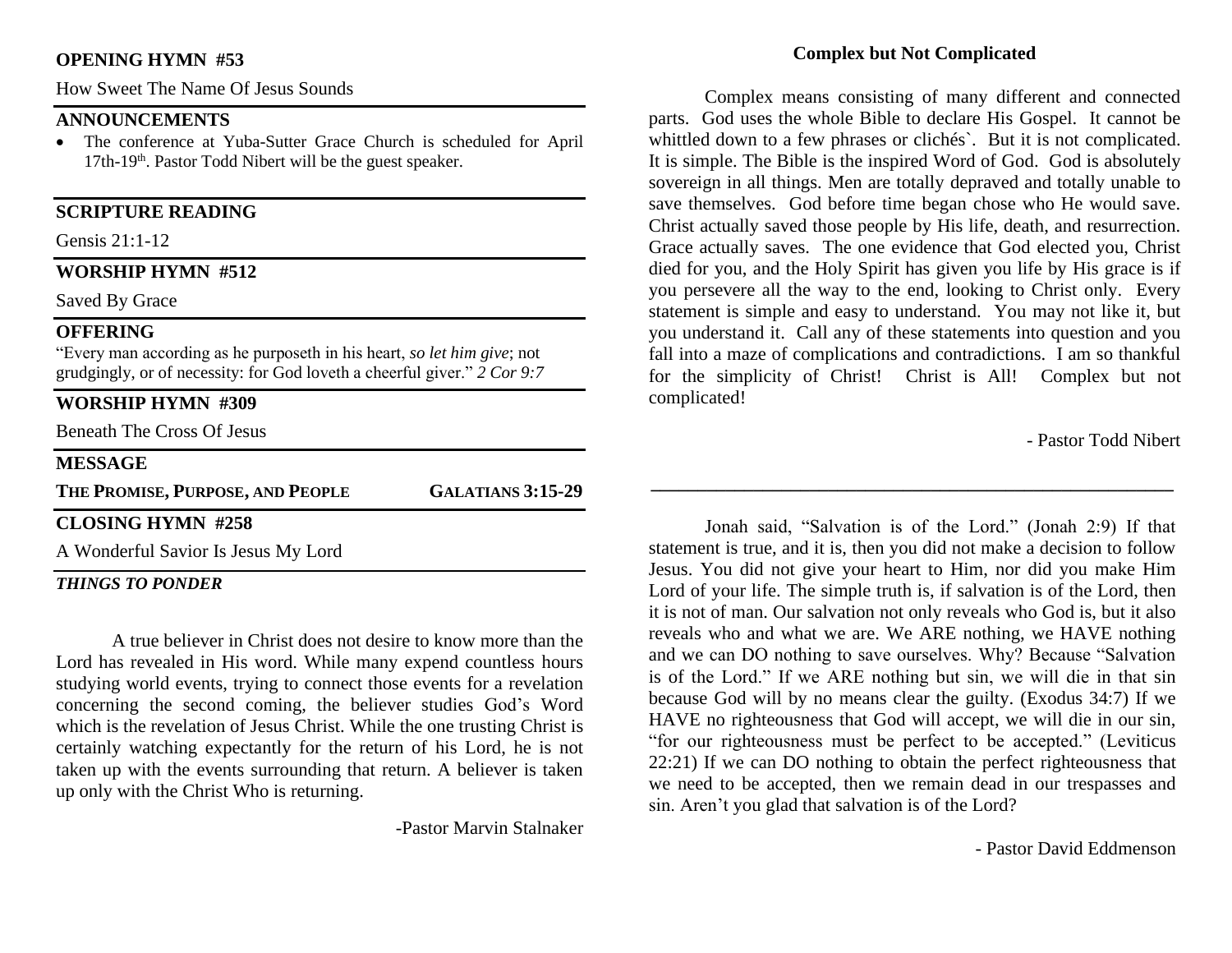## OPENING HYMN #53

How Sweet The Name Of Jesus Sounds

## ANNOUNCEMENTS

- The conference at Yuba-Sutter Grace Church is scheduled for April 17th-19th. Pastor Todd Nibert will be the guest speaker.

## SCRIPTURE READING

Gensis 21:1-12

## WORSHIP HYMN #512

Saved By Grace

## OFFERING

"Every man according as he purposeth in his heart, *so let him give*; not grudgingly, or of necessity: for God loveth a cheerful giver." *2 Cor 9:7*

## WORSHIP HYMN #309

Beneath The Cross Of Jesus

## MESSAGE

**THE PROMISE, PURPOSE, AND PEOPLE** **GALATIANS 3:15-29**

## CLOSING HYMN #258

A Wonderful Savior Is Jesus My Lord

### *THINGS TO PONDER*

A true believer in Christ does not desire to know more than the Lord has revealed in His word. While many expend countless hours studying world events, trying to connect those events for a revelation concerning the second coming, the believer studies God's Word which is the revelation of Jesus Christ. While the one trusting Christ is certainly watching expectantly for the return of his Lord, he is not taken up with the events surrounding that return. A believer is taken up only with the Christ Who is returning.

-Pastor Marvin Stalnaker

### Complex but Not Complicated

Complex means consisting of many different and connected parts. God uses the whole Bible to declare His Gospel. It cannot be whittled down to a few phrases or clichés`. But it is not complicated. It is simple. The Bible is the inspired Word of God. God is absolutely sovereign in all things. Men are totally depraved and totally unable to save themselves. God before time began chose who He would save. Christ actually saved those people by His life, death, and resurrection. Grace actually saves. The one evidence that God elected you, Christ died for you, and the Holy Spirit has given you life by His grace is if you persevere all the way to the end, looking to Christ only. Every statement is simple and easy to understand. You may not like it, but you understand it. Call any of these statements into question and you fall into a maze of complications and contradictions. I am so thankful for the simplicity of Christ! Christ is All! Complex but not complicated!

- Pastor Todd Nibert

---

Jonah said, "Salvation is of the Lord." (Jonah 2:9) If that statement is true, and it is, then you did not make a decision to follow Jesus. You did not give your heart to Him, nor did you make Him Lord of your life. The simple truth is, if salvation is of the Lord, then it is not of man. Our salvation not only reveals who God is, but it also reveals who and what we are. We ARE nothing, we HAVE nothing and we can DO nothing to save ourselves. Why? Because "Salvation is of the Lord." If we ARE nothing but sin, we will die in that sin because God will by no means clear the guilty. (Exodus 34:7) If we HAVE no righteousness that God will accept, we will die in our sin, "for our righteousness must be perfect to be accepted." (Leviticus 22:21) If we can DO nothing to obtain the perfect righteousness that we need to be accepted, then we remain dead in our trespasses and sin. Aren't you glad that salvation is of the Lord?

- Pastor David Eddmenson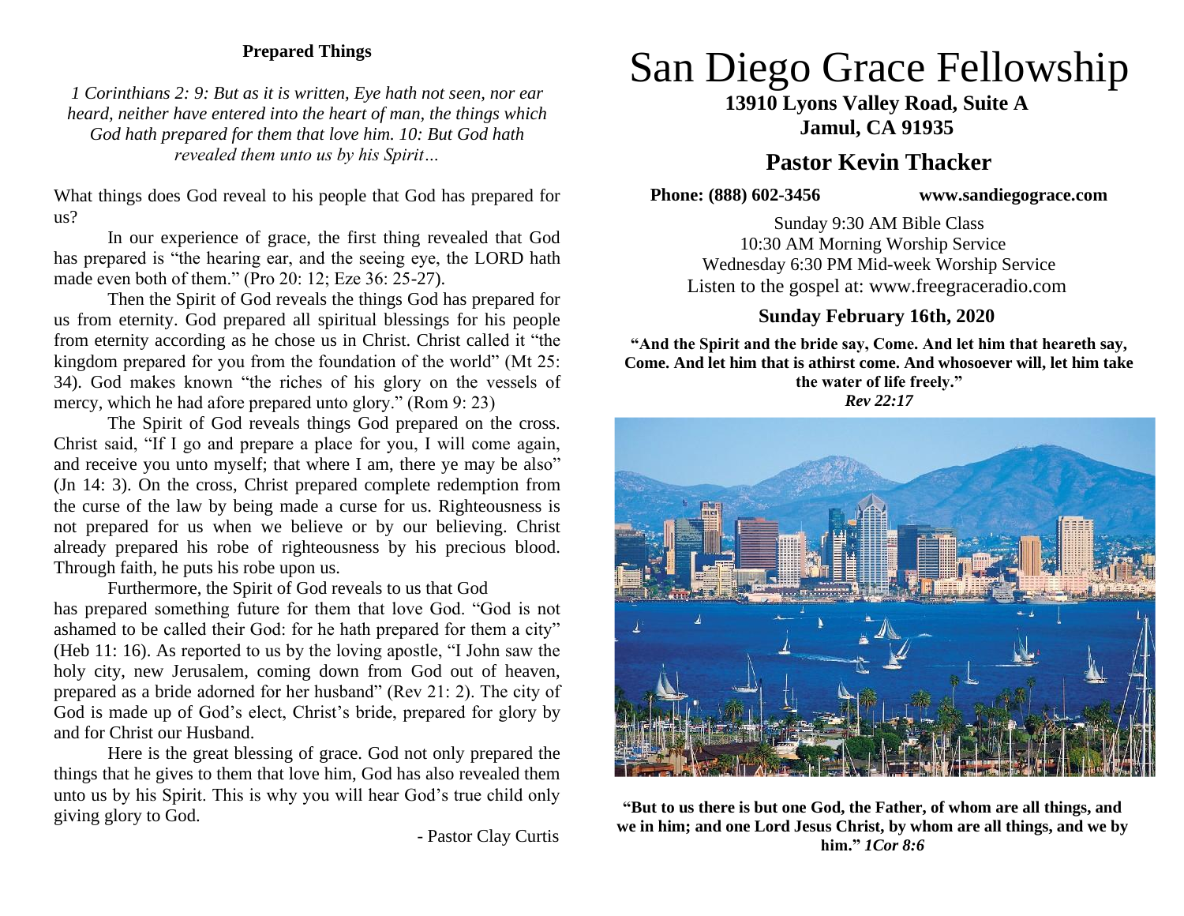**Prepared Things**

*1 Corinthians 2: 9: But as it is written, Eye hath not seen, nor ear heard, neither have entered into the heart of man, the things which God hath prepared for them that love him. 10: But God hath revealed them unto us by his Spirit…*

What things does God reveal to his people that God has prepared for us?

In our experience of grace, the first thing revealed that God has prepared is "the hearing ear, and the seeing eye, the LORD hath made even both of them." (Pro 20: 12; Eze 36: 25-27).

Then the Spirit of God reveals the things God has prepared for us from eternity. God prepared all spiritual blessings for his people from eternity according as he chose us in Christ. Christ called it "the kingdom prepared for you from the foundation of the world" (Mt 25: 34). God makes known "the riches of his glory on the vessels of mercy, which he had afore prepared unto glory." (Rom 9: 23)

The Spirit of God reveals things God prepared on the cross. Christ said, "If I go and prepare a place for you, I will come again, and receive you unto myself; that where I am, there ye may be also" (Jn 14: 3). On the cross, Christ prepared complete redemption from the curse of the law by being made a curse for us. Righteousness is not prepared for us when we believe or by our believing. Christ already prepared his robe of righteousness by his precious blood. Through faith, he puts his robe upon us.

Furthermore, the Spirit of God reveals to us that God has prepared something future for them that love God. "God is not ashamed to be called their God: for he hath prepared for them a city" (Heb 11: 16). As reported to us by the loving apostle, "I John saw the holy city, new Jerusalem, coming down from God out of heaven, prepared as a bride adorned for her husband" (Rev 21: 2). The city of God is made up of God's elect, Christ's bride, prepared for glory by and for Christ our Husband.

Here is the great blessing of grace. God not only prepared the things that he gives to them that love him, God has also revealed them unto us by his Spirit. This is why you will hear God's true child only giving glory to God.

- Pastor Clay Curtis

# San Diego Grace Fellowship

**13910 Lyons Valley Road, Suite A**
**Jamul, CA 91935**

## Pastor Kevin Thacker

**Phone: (888) 602-3456** **www.sandiegograce.com**

Sunday 9:30 AM Bible Class
10:30 AM Morning Worship Service
Wednesday 6:30 PM Mid-week Worship Service
Listen to the gospel at: www.freegraceradio.com

### Sunday February 16th, 2020

**"And the Spirit and the bride say, Come. And let him that heareth say, Come. And let him that is athirst come. And whosoever will, let him take the water of life freely."**
***Rev 22:17***

**"But to us there is but one God, the Father, of whom are all things, and we in him; and one Lord Jesus Christ, by whom are all things, and we by him."** ***1Cor 8:6***